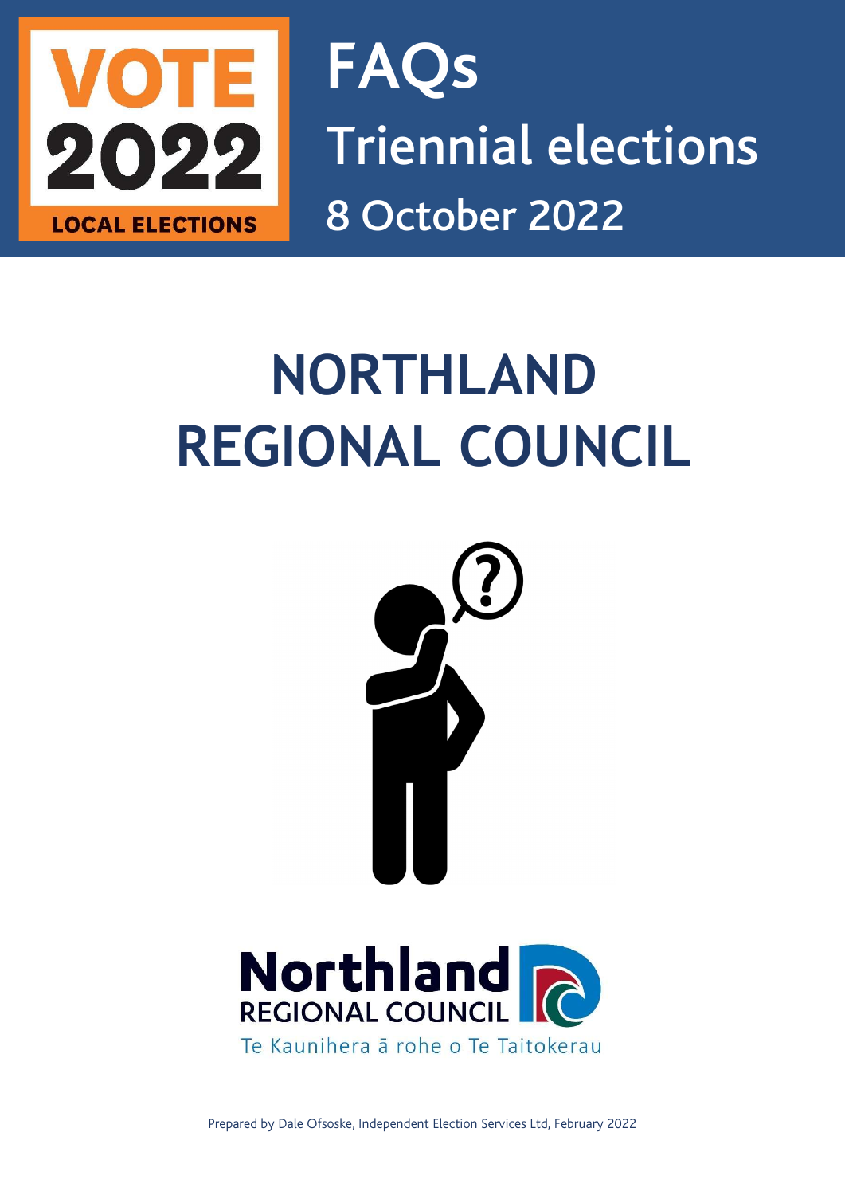VOTE 2022 LOCAL ELECTIONS

# FAQs
## Triennial elections
## 8 October 2022

# NORTHLAND REGIONAL COUNCIL

Northland REGIONAL COUNCIL

Te Kaunihera ā rohe o Te Taitokerau

Prepared by Dale Ofsoske, Independent Election Services Ltd, February 2022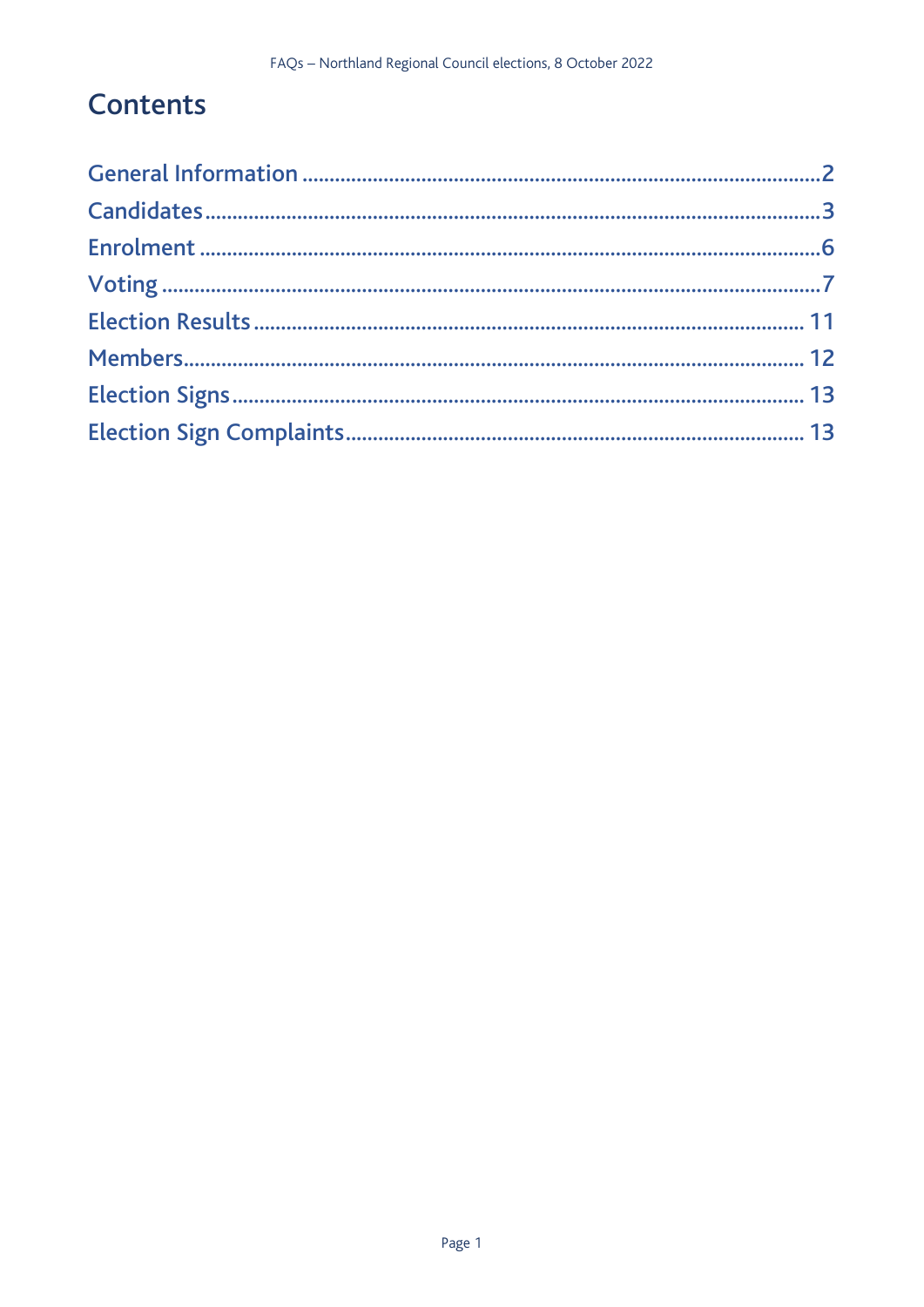# Contents

- General Information ... 2
- Candidates ... 3
- Enrolment ... 6
- Voting ... 7
- Election Results ... 11
- Members ... 12
- Election Signs ... 13
- Election Sign Complaints ... 13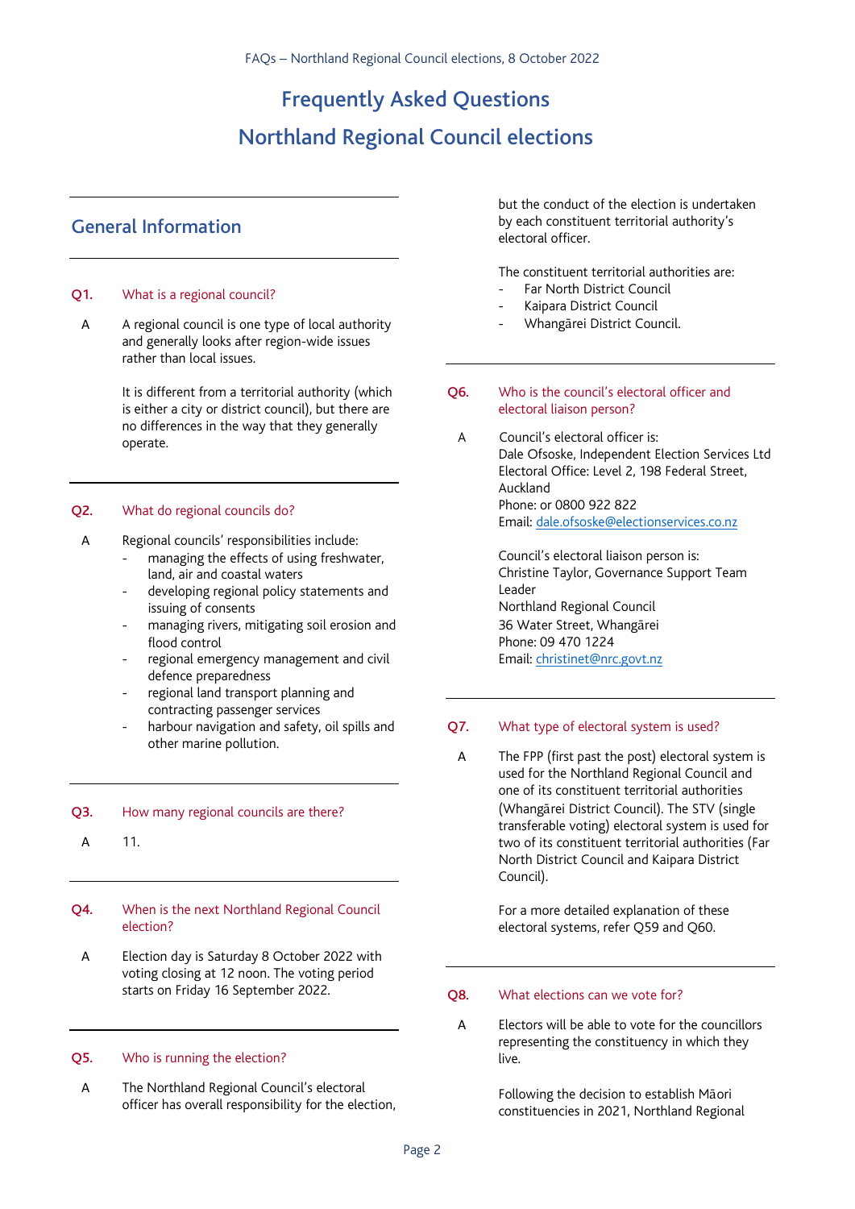# Frequently Asked Questions
# Northland Regional Council elections

## General Information

### Q1. What is a regional council?

A regional council is one type of local authority and generally looks after region-wide issues rather than local issues.

It is different from a territorial authority (which is either a city or district council), but there are no differences in the way that they generally operate.

### Q2. What do regional councils do?

Regional councils' responsibilities include:

- managing the effects of using freshwater, land, air and coastal waters
- developing regional policy statements and issuing of consents
- managing rivers, mitigating soil erosion and flood control
- regional emergency management and civil defence preparedness
- regional land transport planning and contracting passenger services
- harbour navigation and safety, oil spills and other marine pollution.

### Q3. How many regional councils are there?

11.

### Q4. When is the next Northland Regional Council election?

Election day is Saturday 8 October 2022 with voting closing at 12 noon. The voting period starts on Friday 16 September 2022.

### Q5. Who is running the election?

The Northland Regional Council's electoral officer has overall responsibility for the election, but the conduct of the election is undertaken by each constituent territorial authority's electoral officer.

The constituent territorial authorities are:

- Far North District Council
- Kaipara District Council
- Whangārei District Council.

### Q6. Who is the council's electoral officer and electoral liaison person?

Council's electoral officer is:
Dale Ofsoske, Independent Election Services Ltd
Electoral Office: Level 2, 198 Federal Street, Auckland
Phone: or 0800 922 822
Email: dale.ofsoske@electionservices.co.nz

Council's electoral liaison person is:
Christine Taylor, Governance Support Team Leader
Northland Regional Council
36 Water Street, Whangārei
Phone: 09 470 1224
Email: christinet@nrc.govt.nz

### Q7. What type of electoral system is used?

The FPP (first past the post) electoral system is used for the Northland Regional Council and one of its constituent territorial authorities (Whangārei District Council). The STV (single transferable voting) electoral system is used for two of its constituent territorial authorities (Far North District Council and Kaipara District Council).

For a more detailed explanation of these electoral systems, refer Q59 and Q60.

### Q8. What elections can we vote for?

Electors will be able to vote for the councillors representing the constituency in which they live.

Following the decision to establish Māori constituencies in 2021, Northland Regional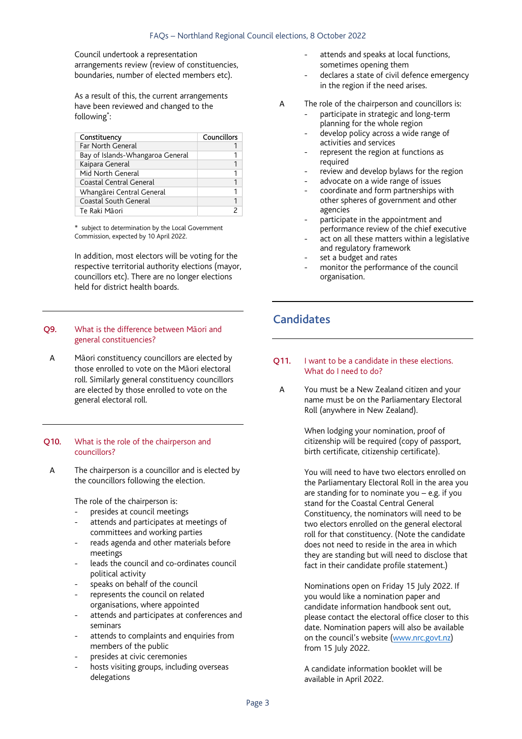Council undertook a representation arrangements review (review of constituencies, boundaries, number of elected members etc).

As a result of this, the current arrangements have been reviewed and changed to the following*:

| Constituency | Councillors |
|---|---|
| Far North General | 1 |
| Bay of Islands-Whangaroa General | 1 |
| Kaipara General | 1 |
| Mid North General | 1 |
| Coastal Central General | 1 |
| Whangārei Central General | 1 |
| Coastal South General | 1 |
| Te Raki Māori | 2 |

\* subject to determination by the Local Government Commission, expected by 10 April 2022.

In addition, most electors will be voting for the respective territorial authority elections (mayor, councillors etc). There are no longer elections held for district health boards.

---

**Q9. What is the difference between Māori and general constituencies?**

A Māori constituency councillors are elected by those enrolled to vote on the Māori electoral roll. Similarly general constituency councillors are elected by those enrolled to vote on the general electoral roll.

---

**Q10. What is the role of the chairperson and councillors?**

A The chairperson is a councillor and is elected by the councillors following the election.

The role of the chairperson is:

- presides at council meetings
- attends and participates at meetings of committees and working parties
- reads agenda and other materials before meetings
- leads the council and co-ordinates council political activity
- speaks on behalf of the council
- represents the council on related organisations, where appointed
- attends and participates at conferences and seminars
- attends to complaints and enquiries from members of the public
- presides at civic ceremonies
- hosts visiting groups, including overseas delegations
- attends and speaks at local functions, sometimes opening them
- declares a state of civil defence emergency in the region if the need arises.

A The role of the chairperson and councillors is:

- participate in strategic and long-term planning for the whole region
- develop policy across a wide range of activities and services
- represent the region at functions as required
- review and develop bylaws for the region
- advocate on a wide range of issues
- coordinate and form partnerships with other spheres of government and other agencies
- participate in the appointment and performance review of the chief executive
- act on all these matters within a legislative and regulatory framework
- set a budget and rates
- monitor the performance of the council organisation.

---

## Candidates

---

**Q11. I want to be a candidate in these elections. What do I need to do?**

A You must be a New Zealand citizen and your name must be on the Parliamentary Electoral Roll (anywhere in New Zealand).

When lodging your nomination, proof of citizenship will be required (copy of passport, birth certificate, citizenship certificate).

You will need to have two electors enrolled on the Parliamentary Electoral Roll in the area you are standing for to nominate you – e.g. if you stand for the Coastal Central General Constituency, the nominators will need to be two electors enrolled on the general electoral roll for that constituency. (Note the candidate does not need to reside in the area in which they are standing but will need to disclose that fact in their candidate profile statement.)

Nominations open on Friday 15 July 2022. If you would like a nomination paper and candidate information handbook sent out, please contact the electoral office closer to this date. Nomination papers will also be available on the council's website (www.nrc.govt.nz) from 15 July 2022.

A candidate information booklet will be available in April 2022.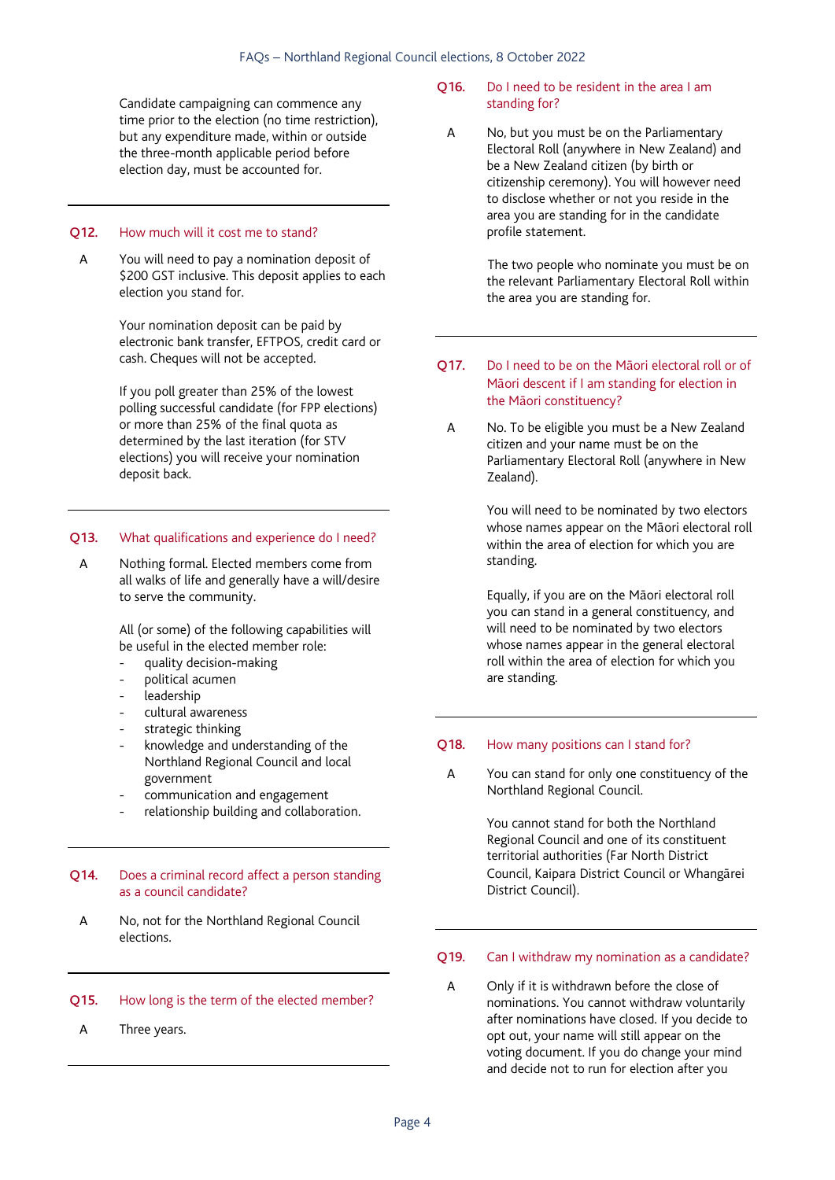Candidate campaigning can commence any time prior to the election (no time restriction), but any expenditure made, within or outside the three-month applicable period before election day, must be accounted for.

---

**Q12. How much will it cost me to stand?**

A You will need to pay a nomination deposit of $200 GST inclusive. This deposit applies to each election you stand for.

Your nomination deposit can be paid by electronic bank transfer, EFTPOS, credit card or cash. Cheques will not be accepted.

If you poll greater than 25% of the lowest polling successful candidate (for FPP elections) or more than 25% of the final quota as determined by the last iteration (for STV elections) you will receive your nomination deposit back.

---

**Q13. What qualifications and experience do I need?**

A Nothing formal. Elected members come from all walks of life and generally have a will/desire to serve the community.

All (or some) of the following capabilities will be useful in the elected member role:

- quality decision-making
- political acumen
- leadership
- cultural awareness
- strategic thinking
- knowledge and understanding of the Northland Regional Council and local government
- communication and engagement
- relationship building and collaboration.

---

**Q14. Does a criminal record affect a person standing as a council candidate?**

A No, not for the Northland Regional Council elections.

---

**Q15. How long is the term of the elected member?**

A Three years.

---

**Q16. Do I need to be resident in the area I am standing for?**

A No, but you must be on the Parliamentary Electoral Roll (anywhere in New Zealand) and be a New Zealand citizen (by birth or citizenship ceremony). You will however need to disclose whether or not you reside in the area you are standing for in the candidate profile statement.

The two people who nominate you must be on the relevant Parliamentary Electoral Roll within the area you are standing for.

---

**Q17. Do I need to be on the Māori electoral roll or of Māori descent if I am standing for election in the Māori constituency?**

A No. To be eligible you must be a New Zealand citizen and your name must be on the Parliamentary Electoral Roll (anywhere in New Zealand).

You will need to be nominated by two electors whose names appear on the Māori electoral roll within the area of election for which you are standing.

Equally, if you are on the Māori electoral roll you can stand in a general constituency, and will need to be nominated by two electors whose names appear in the general electoral roll within the area of election for which you are standing.

---

**Q18. How many positions can I stand for?**

A You can stand for only one constituency of the Northland Regional Council.

You cannot stand for both the Northland Regional Council and one of its constituent territorial authorities (Far North District Council, Kaipara District Council or Whangārei District Council).

---

**Q19. Can I withdraw my nomination as a candidate?**

A Only if it is withdrawn before the close of nominations. You cannot withdraw voluntarily after nominations have closed. If you decide to opt out, your name will still appear on the voting document. If you do change your mind and decide not to run for election after you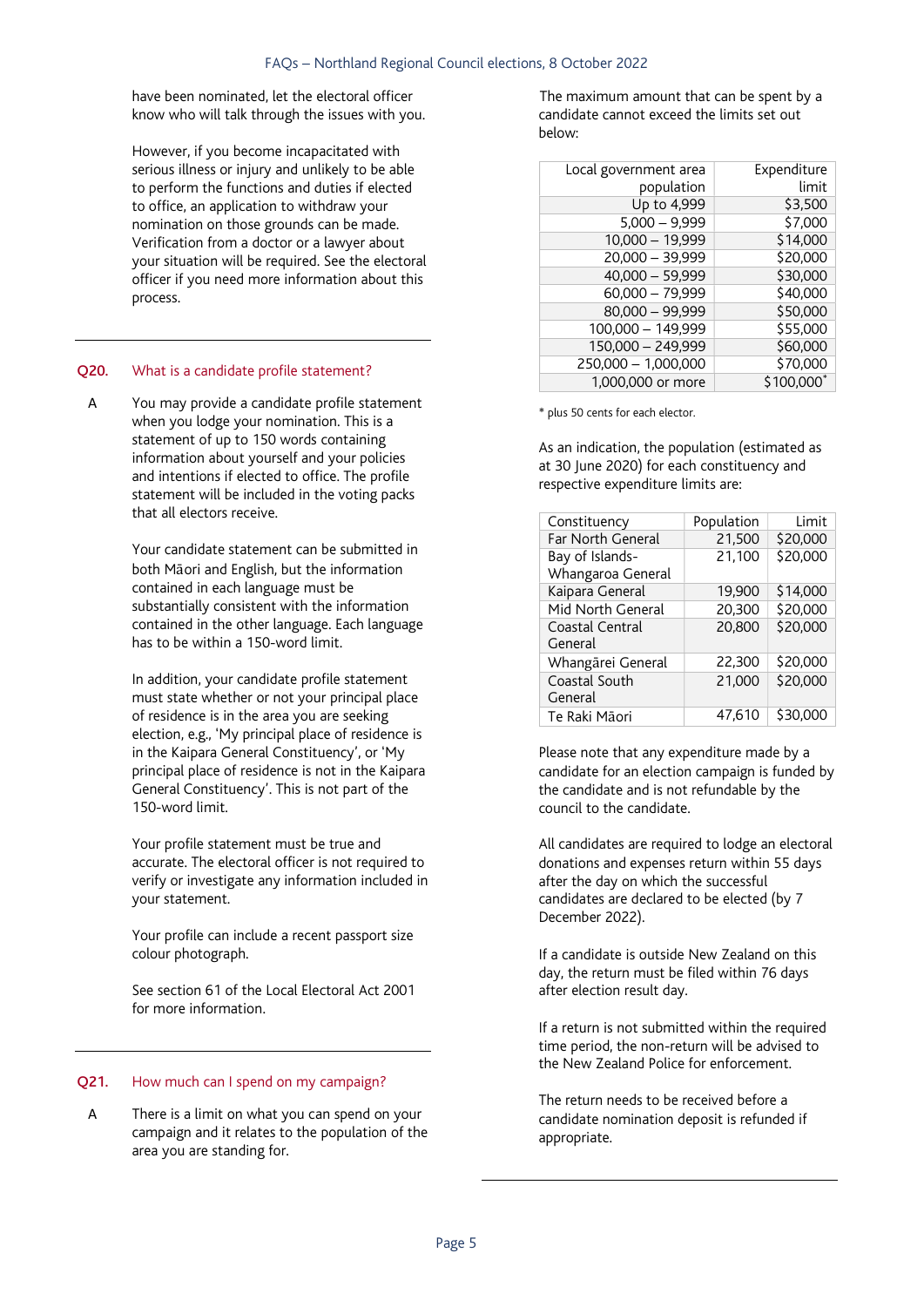have been nominated, let the electoral officer know who will talk through the issues with you.

However, if you become incapacitated with serious illness or injury and unlikely to be able to perform the functions and duties if elected to office, an application to withdraw your nomination on those grounds can be made. Verification from a doctor or a lawyer about your situation will be required. See the electoral officer if you need more information about this process.

## Q20. What is a candidate profile statement?

A You may provide a candidate profile statement when you lodge your nomination. This is a statement of up to 150 words containing information about yourself and your policies and intentions if elected to office. The profile statement will be included in the voting packs that all electors receive.

Your candidate statement can be submitted in both Māori and English, but the information contained in each language must be substantially consistent with the information contained in the other language. Each language has to be within a 150-word limit.

In addition, your candidate profile statement must state whether or not your principal place of residence is in the area you are seeking election, e.g., 'My principal place of residence is in the Kaipara General Constituency', or 'My principal place of residence is not in the Kaipara General Constituency'. This is not part of the 150-word limit.

Your profile statement must be true and accurate. The electoral officer is not required to verify or investigate any information included in your statement.

Your profile can include a recent passport size colour photograph.

See section 61 of the Local Electoral Act 2001 for more information.

## Q21. How much can I spend on my campaign?

A There is a limit on what you can spend on your campaign and it relates to the population of the area you are standing for.

The maximum amount that can be spent by a candidate cannot exceed the limits set out below:

| Local government area population | Expenditure limit |
|---|---|
| Up to 4,999 | $3,500 |
| 5,000 – 9,999 | $7,000 |
| 10,000 – 19,999 | $14,000 |
| 20,000 – 39,999 | $20,000 |
| 40,000 – 59,999 | $30,000 |
| 60,000 – 79,999 | $40,000 |
| 80,000 – 99,999 | $50,000 |
| 100,000 – 149,999 | $55,000 |
| 150,000 – 249,999 | $60,000 |
| 250,000 – 1,000,000 | $70,000 |
| 1,000,000 or more | $100,000* |

\* plus 50 cents for each elector.

As an indication, the population (estimated as at 30 June 2020) for each constituency and respective expenditure limits are:

| Constituency | Population | Limit |
|---|---|---|
| Far North General | 21,500 | $20,000 |
| Bay of Islands-Whangaroa General | 21,100 | $20,000 |
| Kaipara General | 19,900 | $14,000 |
| Mid North General | 20,300 | $20,000 |
| Coastal Central General | 20,800 | $20,000 |
| Whangārei General | 22,300 | $20,000 |
| Coastal South General | 21,000 | $20,000 |
| Te Raki Māori | 47,610 | $30,000 |

Please note that any expenditure made by a candidate for an election campaign is funded by the candidate and is not refundable by the council to the candidate.

All candidates are required to lodge an electoral donations and expenses return within 55 days after the day on which the successful candidates are declared to be elected (by 7 December 2022).

If a candidate is outside New Zealand on this day, the return must be filed within 76 days after election result day.

If a return is not submitted within the required time period, the non-return will be advised to the New Zealand Police for enforcement.

The return needs to be received before a candidate nomination deposit is refunded if appropriate.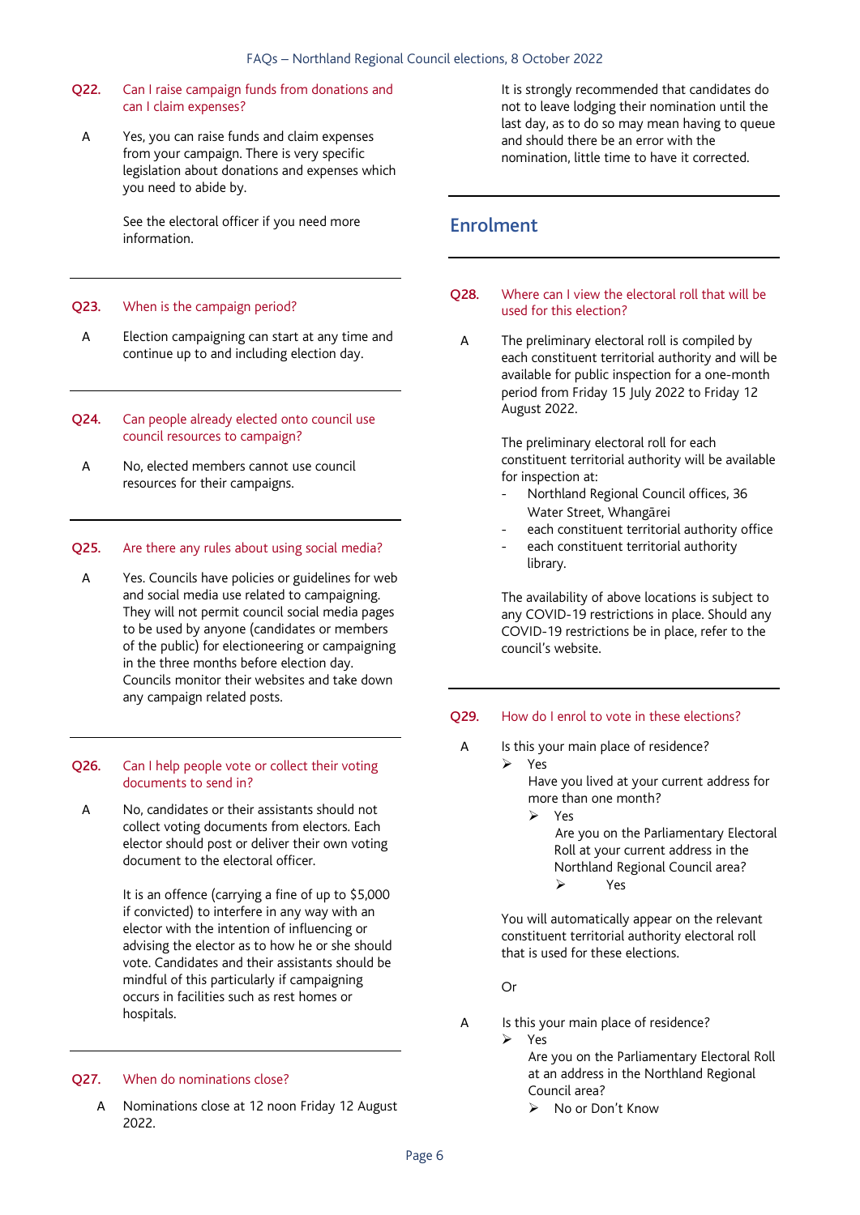**Q22. Can I raise campaign funds from donations and can I claim expenses?**

A Yes, you can raise funds and claim expenses from your campaign. There is very specific legislation about donations and expenses which you need to abide by.

See the electoral officer if you need more information.

**Q23. When is the campaign period?**

A Election campaigning can start at any time and continue up to and including election day.

**Q24. Can people already elected onto council use council resources to campaign?**

A No, elected members cannot use council resources for their campaigns.

**Q25. Are there any rules about using social media?**

A Yes. Councils have policies or guidelines for web and social media use related to campaigning. They will not permit council social media pages to be used by anyone (candidates or members of the public) for electioneering or campaigning in the three months before election day. Councils monitor their websites and take down any campaign related posts.

**Q26. Can I help people vote or collect their voting documents to send in?**

A No, candidates or their assistants should not collect voting documents from electors. Each elector should post or deliver their own voting document to the electoral officer.

It is an offence (carrying a fine of up to $5,000 if convicted) to interfere in any way with an elector with the intention of influencing or advising the elector as to how he or she should vote. Candidates and their assistants should be mindful of this particularly if campaigning occurs in facilities such as rest homes or hospitals.

**Q27. When do nominations close?**

A Nominations close at 12 noon Friday 12 August 2022.

It is strongly recommended that candidates do not to leave lodging their nomination until the last day, as to do so may mean having to queue and should there be an error with the nomination, little time to have it corrected.

## Enrolment

**Q28. Where can I view the electoral roll that will be used for this election?**

A The preliminary electoral roll is compiled by each constituent territorial authority and will be available for public inspection for a one-month period from Friday 15 July 2022 to Friday 12 August 2022.

The preliminary electoral roll for each constituent territorial authority will be available for inspection at:

- Northland Regional Council offices, 36 Water Street, Whangārei
- each constituent territorial authority office
- each constituent territorial authority library.

The availability of above locations is subject to any COVID-19 restrictions in place. Should any COVID-19 restrictions be in place, refer to the council's website.

**Q29. How do I enrol to vote in these elections?**

A Is this your main place of residence?

- Yes
  Have you lived at your current address for more than one month?
  - Yes
    Are you on the Parliamentary Electoral Roll at your current address in the Northland Regional Council area?
    - Yes

You will automatically appear on the relevant constituent territorial authority electoral roll that is used for these elections.

Or

A Is this your main place of residence?

- Yes
  Are you on the Parliamentary Electoral Roll at an address in the Northland Regional Council area?
  - No or Don't Know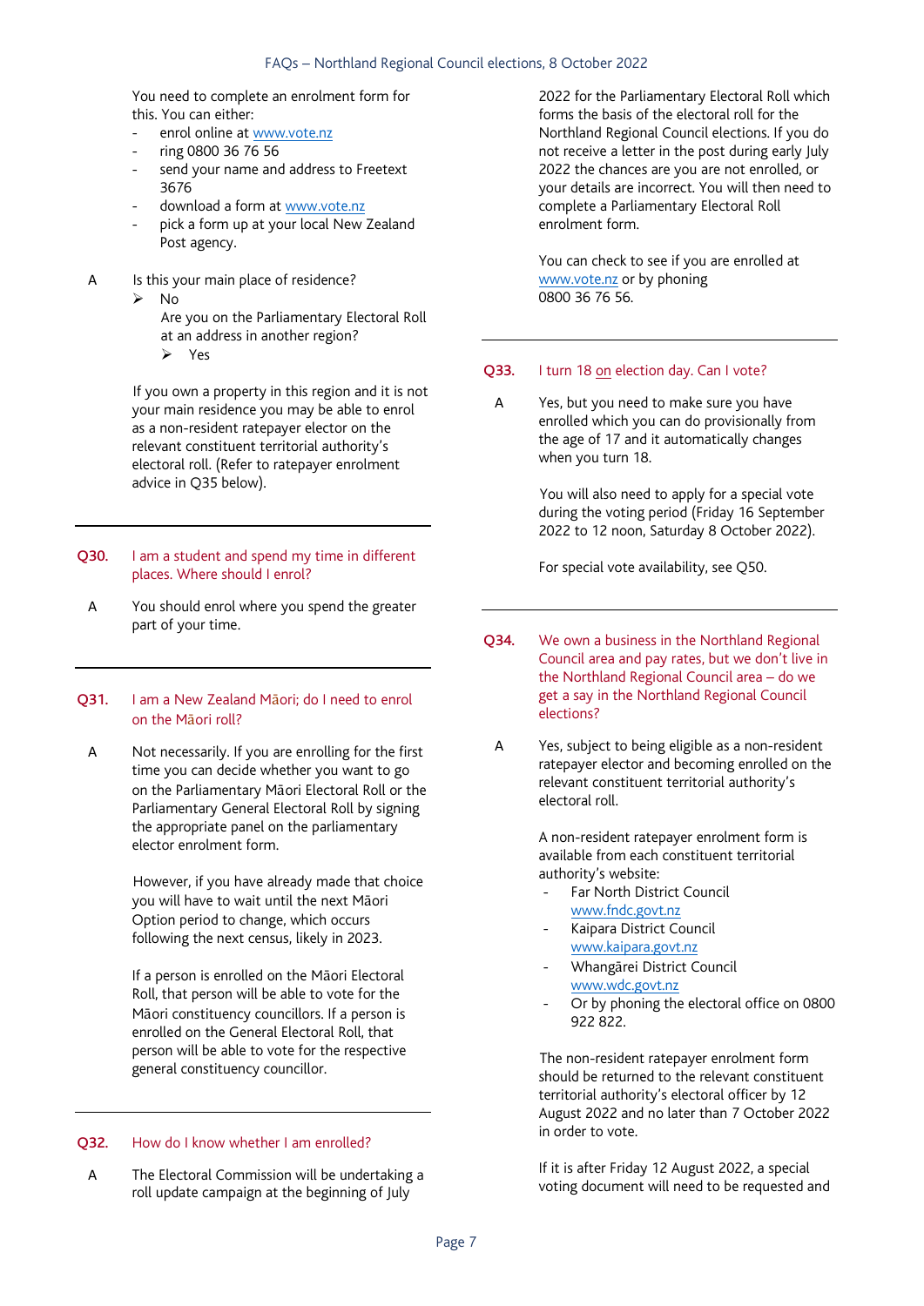You need to complete an enrolment form for this. You can either:

- enrol online at www.vote.nz
- ring 0800 36 76 56
- send your name and address to Freetext 3676
- download a form at www.vote.nz
- pick a form up at your local New Zealand Post agency.

A Is this your main place of residence?

➢ No

Are you on the Parliamentary Electoral Roll at an address in another region?

➢ Yes

If you own a property in this region and it is not your main residence you may be able to enrol as a non-resident ratepayer elector on the relevant constituent territorial authority's electoral roll. (Refer to ratepayer enrolment advice in Q35 below).

---

**Q30. I am a student and spend my time in different places. Where should I enrol?**

A You should enrol where you spend the greater part of your time.

---

**Q31. I am a New Zealand Māori; do I need to enrol on the Māori roll?**

A Not necessarily. If you are enrolling for the first time you can decide whether you want to go on the Parliamentary Māori Electoral Roll or the Parliamentary General Electoral Roll by signing the appropriate panel on the parliamentary elector enrolment form.

However, if you have already made that choice you will have to wait until the next Māori Option period to change, which occurs following the next census, likely in 2023.

If a person is enrolled on the Māori Electoral Roll, that person will be able to vote for the Māori constituency councillors. If a person is enrolled on the General Electoral Roll, that person will be able to vote for the respective general constituency councillor.

---

**Q32. How do I know whether I am enrolled?**

A The Electoral Commission will be undertaking a roll update campaign at the beginning of July 2022 for the Parliamentary Electoral Roll which forms the basis of the electoral roll for the Northland Regional Council elections. If you do not receive a letter in the post during early July 2022 the chances are you are not enrolled, or your details are incorrect. You will then need to complete a Parliamentary Electoral Roll enrolment form.

You can check to see if you are enrolled at www.vote.nz or by phoning 0800 36 76 56.

---

**Q33. I turn 18 on election day. Can I vote?**

A Yes, but you need to make sure you have enrolled which you can do provisionally from the age of 17 and it automatically changes when you turn 18.

You will also need to apply for a special vote during the voting period (Friday 16 September 2022 to 12 noon, Saturday 8 October 2022).

For special vote availability, see Q50.

---

**Q34. We own a business in the Northland Regional Council area and pay rates, but we don't live in the Northland Regional Council area – do we get a say in the Northland Regional Council elections?**

A Yes, subject to being eligible as a non-resident ratepayer elector and becoming enrolled on the relevant constituent territorial authority's electoral roll.

A non-resident ratepayer enrolment form is available from each constituent territorial authority's website:

- Far North District Council www.fndc.govt.nz
- Kaipara District Council www.kaipara.govt.nz
- Whangārei District Council www.wdc.govt.nz
- Or by phoning the electoral office on 0800 922 822.

The non-resident ratepayer enrolment form should be returned to the relevant constituent territorial authority's electoral officer by 12 August 2022 and no later than 7 October 2022 in order to vote.

If it is after Friday 12 August 2022, a special voting document will need to be requested and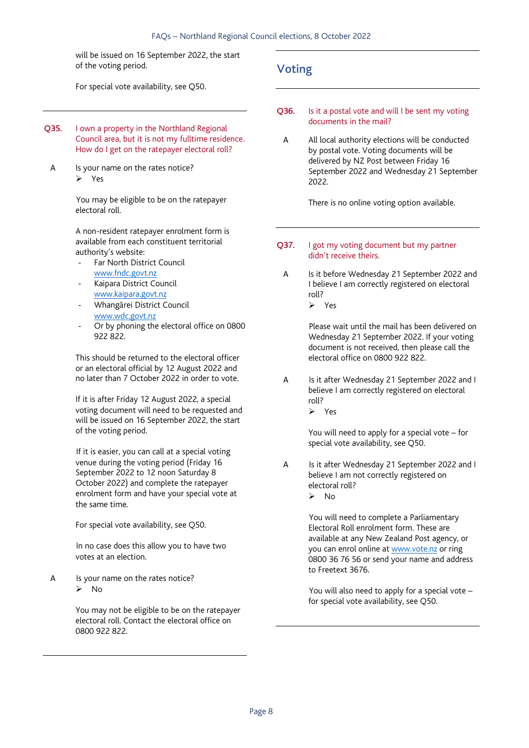will be issued on 16 September 2022, the start of the voting period.

For special vote availability, see Q50.

---

**Q35. I own a property in the Northland Regional Council area, but it is not my fulltime residence. How do I get on the ratepayer electoral roll?**

A Is your name on the rates notice?
- ➢ Yes

You may be eligible to be on the ratepayer electoral roll.

A non-resident ratepayer enrolment form is available from each constituent territorial authority's website:
- Far North District Council [www.fndc.govt.nz](www.fndc.govt.nz)
- Kaipara District Council [www.kaipara.govt.nz](www.kaipara.govt.nz)
- Whangārei District Council [www.wdc.govt.nz](www.wdc.govt.nz)
- Or by phoning the electoral office on 0800 922 822.

This should be returned to the electoral officer or an electoral official by 12 August 2022 and no later than 7 October 2022 in order to vote.

If it is after Friday 12 August 2022, a special voting document will need to be requested and will be issued on 16 September 2022, the start of the voting period.

If it is easier, you can call at a special voting venue during the voting period (Friday 16 September 2022 to 12 noon Saturday 8 October 2022) and complete the ratepayer enrolment form and have your special vote at the same time.

For special vote availability, see Q50.

In no case does this allow you to have two votes at an election.

A Is your name on the rates notice?
- ➢ No

You may not be eligible to be on the ratepayer electoral roll. Contact the electoral office on 0800 922 822.

---

## Voting

**Q36. Is it a postal vote and will I be sent my voting documents in the mail?**

A All local authority elections will be conducted by postal vote. Voting documents will be delivered by NZ Post between Friday 16 September 2022 and Wednesday 21 September 2022.

There is no online voting option available.

---

**Q37. I got my voting document but my partner didn't receive theirs.**

A Is it before Wednesday 21 September 2022 and I believe I am correctly registered on electoral roll?
- ➢ Yes

Please wait until the mail has been delivered on Wednesday 21 September 2022. If your voting document is not received, then please call the electoral office on 0800 922 822.

A Is it after Wednesday 21 September 2022 and I believe I am correctly registered on electoral roll?
- ➢ Yes

You will need to apply for a special vote – for special vote availability, see Q50.

A Is it after Wednesday 21 September 2022 and I believe I am not correctly registered on electoral roll?
- ➢ No

You will need to complete a Parliamentary Electoral Roll enrolment form. These are available at any New Zealand Post agency, or you can enrol online at [www.vote.nz](www.vote.nz) or ring 0800 36 76 56 or send your name and address to Freetext 3676.

You will also need to apply for a special vote – for special vote availability, see Q50.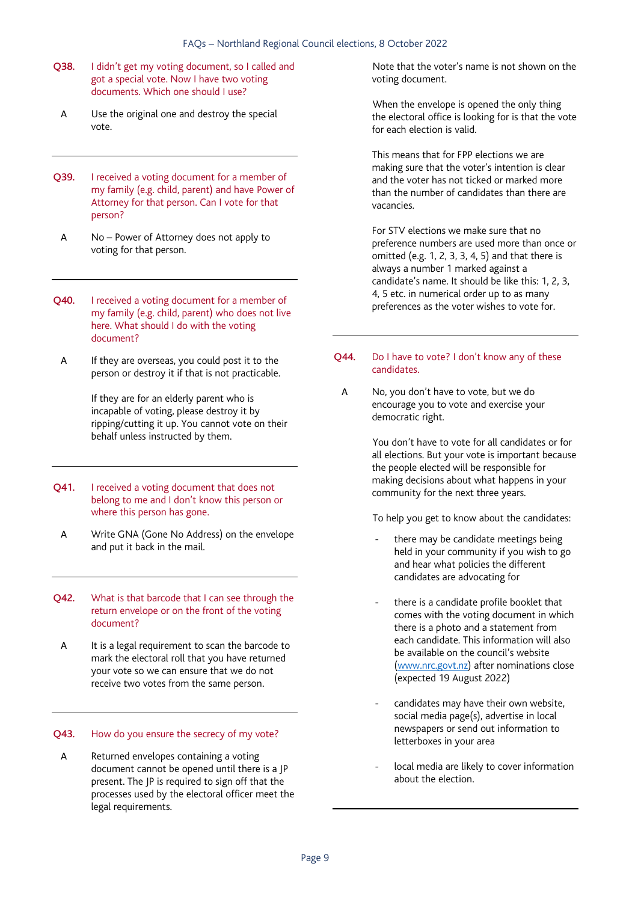**Q38. I didn't get my voting document, so I called and got a special vote. Now I have two voting documents. Which one should I use?**

A Use the original one and destroy the special vote.

---

**Q39. I received a voting document for a member of my family (e.g. child, parent) and have Power of Attorney for that person. Can I vote for that person?**

A No – Power of Attorney does not apply to voting for that person.

---

**Q40. I received a voting document for a member of my family (e.g. child, parent) who does not live here. What should I do with the voting document?**

A If they are overseas, you could post it to the person or destroy it if that is not practicable.

If they are for an elderly parent who is incapable of voting, please destroy it by ripping/cutting it up. You cannot vote on their behalf unless instructed by them.

---

**Q41. I received a voting document that does not belong to me and I don't know this person or where this person has gone.**

A Write GNA (Gone No Address) on the envelope and put it back in the mail.

---

**Q42. What is that barcode that I can see through the return envelope or on the front of the voting document?**

A It is a legal requirement to scan the barcode to mark the electoral roll that you have returned your vote so we can ensure that we do not receive two votes from the same person.

---

**Q43. How do you ensure the secrecy of my vote?**

A Returned envelopes containing a voting document cannot be opened until there is a JP present. The JP is required to sign off that the processes used by the electoral officer meet the legal requirements.

Note that the voter's name is not shown on the voting document.

When the envelope is opened the only thing the electoral office is looking for is that the vote for each election is valid.

This means that for FPP elections we are making sure that the voter's intention is clear and the voter has not ticked or marked more than the number of candidates than there are vacancies.

For STV elections we make sure that no preference numbers are used more than once or omitted (e.g. 1, 2, 3, 3, 4, 5) and that there is always a number 1 marked against a candidate's name. It should be like this: 1, 2, 3, 4, 5 etc. in numerical order up to as many preferences as the voter wishes to vote for.

---

**Q44. Do I have to vote? I don't know any of these candidates.**

A No, you don't have to vote, but we do encourage you to vote and exercise your democratic right.

You don't have to vote for all candidates or for all elections. But your vote is important because the people elected will be responsible for making decisions about what happens in your community for the next three years.

To help you get to know about the candidates:

- there may be candidate meetings being held in your community if you wish to go and hear what policies the different candidates are advocating for
- there is a candidate profile booklet that comes with the voting document in which there is a photo and a statement from each candidate. This information will also be available on the council's website (www.nrc.govt.nz) after nominations close (expected 19 August 2022)
- candidates may have their own website, social media page(s), advertise in local newspapers or send out information to letterboxes in your area
- local media are likely to cover information about the election.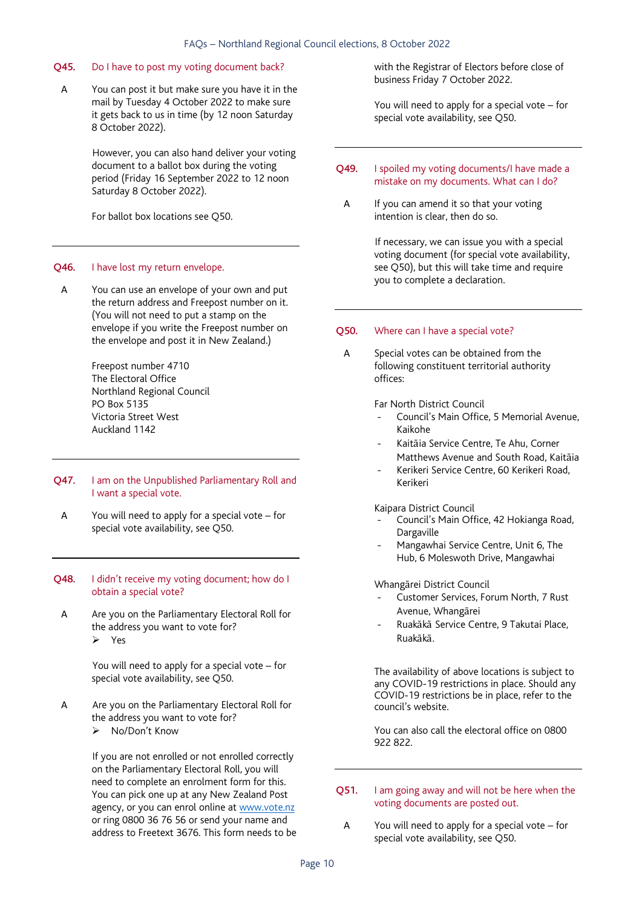**Q45. Do I have to post my voting document back?**

A You can post it but make sure you have it in the mail by Tuesday 4 October 2022 to make sure it gets back to us in time (by 12 noon Saturday 8 October 2022).

However, you can also hand deliver your voting document to a ballot box during the voting period (Friday 16 September 2022 to 12 noon Saturday 8 October 2022).

For ballot box locations see Q50.

---

**Q46. I have lost my return envelope.**

A You can use an envelope of your own and put the return address and Freepost number on it. (You will not need to put a stamp on the envelope if you write the Freepost number on the envelope and post it in New Zealand.)

Freepost number 4710
The Electoral Office
Northland Regional Council
PO Box 5135
Victoria Street West
Auckland 1142

---

**Q47. I am on the Unpublished Parliamentary Roll and I want a special vote.**

A You will need to apply for a special vote – for special vote availability, see Q50.

---

**Q48. I didn't receive my voting document; how do I obtain a special vote?**

A Are you on the Parliamentary Electoral Roll for the address you want to vote for?
- ➢ Yes

You will need to apply for a special vote – for special vote availability, see Q50.

A Are you on the Parliamentary Electoral Roll for the address you want to vote for?
- ➢ No/Don't Know

If you are not enrolled or not enrolled correctly on the Parliamentary Electoral Roll, you will need to complete an enrolment form for this. You can pick one up at any New Zealand Post agency, or you can enrol online at www.vote.nz or ring 0800 36 76 56 or send your name and address to Freetext 3676. This form needs to be with the Registrar of Electors before close of business Friday 7 October 2022.

You will need to apply for a special vote – for special vote availability, see Q50.

---

**Q49. I spoiled my voting documents/I have made a mistake on my documents. What can I do?**

A If you can amend it so that your voting intention is clear, then do so.

If necessary, we can issue you with a special voting document (for special vote availability, see Q50), but this will take time and require you to complete a declaration.

---

**Q50. Where can I have a special vote?**

A Special votes can be obtained from the following constituent territorial authority offices:

Far North District Council
- Council's Main Office, 5 Memorial Avenue, Kaikohe
- Kaitāia Service Centre, Te Ahu, Corner Matthews Avenue and South Road, Kaitāia
- Kerikeri Service Centre, 60 Kerikeri Road, Kerikeri

Kaipara District Council
- Council's Main Office, 42 Hokianga Road, Dargaville
- Mangawhai Service Centre, Unit 6, The Hub, 6 Moleswoth Drive, Mangawhai

Whangārei District Council
- Customer Services, Forum North, 7 Rust Avenue, Whangārei
- Ruakākā Service Centre, 9 Takutai Place, Ruakākā.

The availability of above locations is subject to any COVID-19 restrictions in place. Should any COVID-19 restrictions be in place, refer to the council's website.

You can also call the electoral office on 0800 922 822.

---

**Q51. I am going away and will not be here when the voting documents are posted out.**

A You will need to apply for a special vote – for special vote availability, see Q50.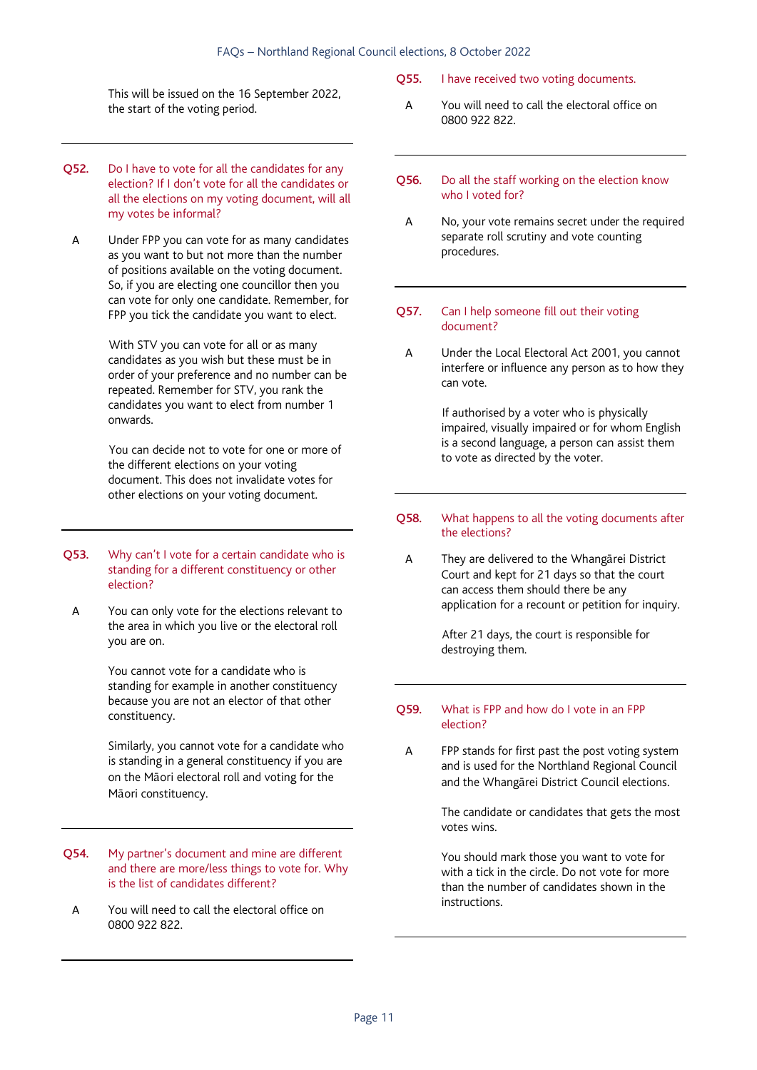This will be issued on the 16 September 2022, the start of the voting period.

---

**Q52. Do I have to vote for all the candidates for any election? If I don't vote for all the candidates or all the elections on my voting document, will all my votes be informal?**

A Under FPP you can vote for as many candidates as you want to but not more than the number of positions available on the voting document. So, if you are electing one councillor then you can vote for only one candidate. Remember, for FPP you tick the candidate you want to elect.

With STV you can vote for all or as many candidates as you wish but these must be in order of your preference and no number can be repeated. Remember for STV, you rank the candidates you want to elect from number 1 onwards.

You can decide not to vote for one or more of the different elections on your voting document. This does not invalidate votes for other elections on your voting document.

---

**Q53. Why can't I vote for a certain candidate who is standing for a different constituency or other election?**

A You can only vote for the elections relevant to the area in which you live or the electoral roll you are on.

You cannot vote for a candidate who is standing for example in another constituency because you are not an elector of that other constituency.

Similarly, you cannot vote for a candidate who is standing in a general constituency if you are on the Māori electoral roll and voting for the Māori constituency.

---

**Q54. My partner's document and mine are different and there are more/less things to vote for. Why is the list of candidates different?**

A You will need to call the electoral office on 0800 922 822.

---

**Q55. I have received two voting documents.**

A You will need to call the electoral office on 0800 922 822.

---

**Q56. Do all the staff working on the election know who I voted for?**

A No, your vote remains secret under the required separate roll scrutiny and vote counting procedures.

---

**Q57. Can I help someone fill out their voting document?**

A Under the Local Electoral Act 2001, you cannot interfere or influence any person as to how they can vote.

If authorised by a voter who is physically impaired, visually impaired or for whom English is a second language, a person can assist them to vote as directed by the voter.

---

**Q58. What happens to all the voting documents after the elections?**

A They are delivered to the Whangārei District Court and kept for 21 days so that the court can access them should there be any application for a recount or petition for inquiry.

After 21 days, the court is responsible for destroying them.

---

**Q59. What is FPP and how do I vote in an FPP election?**

A FPP stands for first past the post voting system and is used for the Northland Regional Council and the Whangārei District Council elections.

The candidate or candidates that gets the most votes wins.

You should mark those you want to vote for with a tick in the circle. Do not vote for more than the number of candidates shown in the instructions.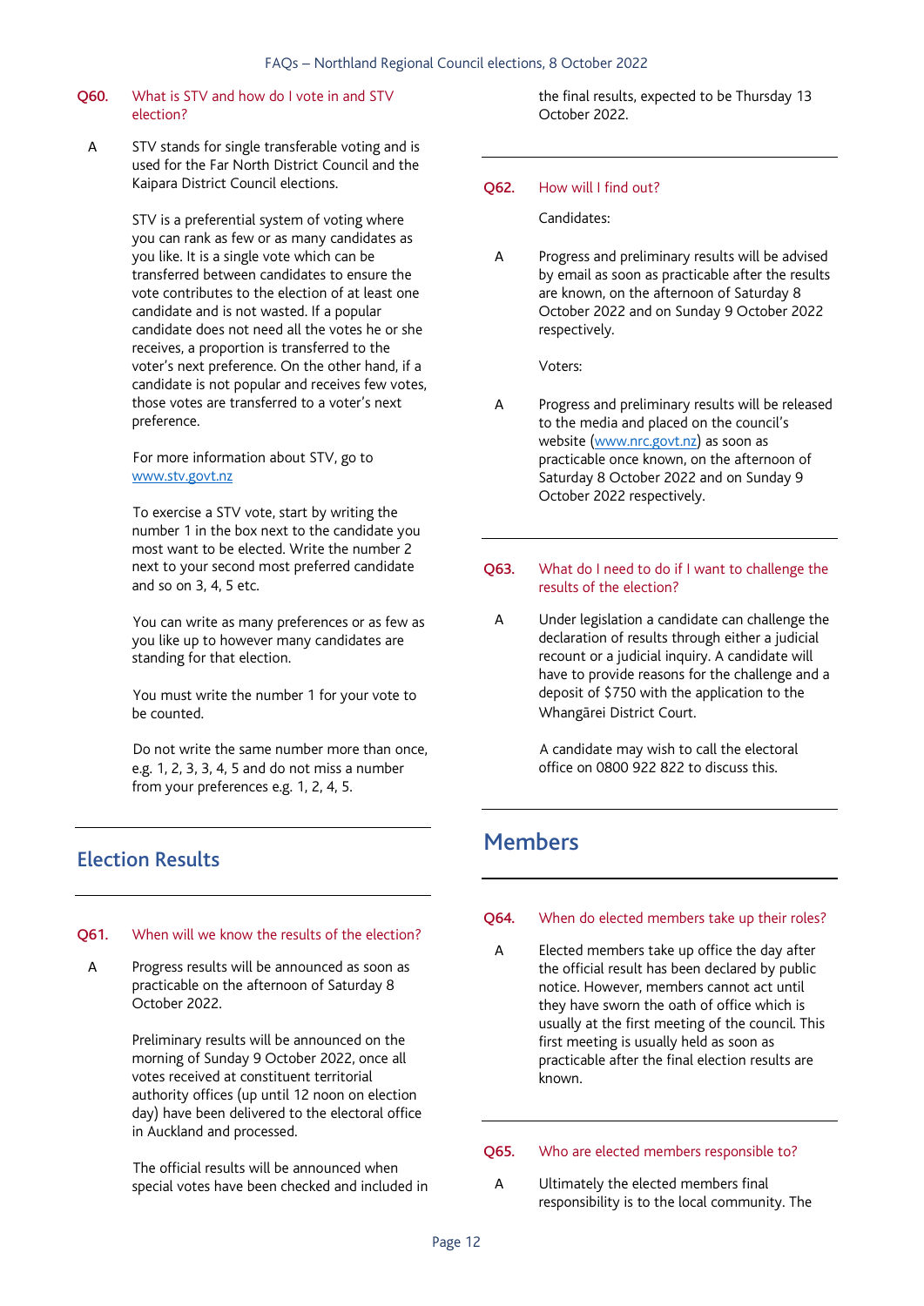**Q60. What is STV and how do I vote in and STV election?**

A STV stands for single transferable voting and is used for the Far North District Council and the Kaipara District Council elections.

STV is a preferential system of voting where you can rank as few or as many candidates as you like. It is a single vote which can be transferred between candidates to ensure the vote contributes to the election of at least one candidate and is not wasted. If a popular candidate does not need all the votes he or she receives, a proportion is transferred to the voter's next preference. On the other hand, if a candidate is not popular and receives few votes, those votes are transferred to a voter's next preference.

For more information about STV, go to www.stv.govt.nz

To exercise a STV vote, start by writing the number 1 in the box next to the candidate you most want to be elected. Write the number 2 next to your second most preferred candidate and so on 3, 4, 5 etc.

You can write as many preferences or as few as you like up to however many candidates are standing for that election.

You must write the number 1 for your vote to be counted.

Do not write the same number more than once, e.g. 1, 2, 3, 3, 4, 5 and do not miss a number from your preferences e.g. 1, 2, 4, 5.

## Election Results

**Q61. When will we know the results of the election?**

A Progress results will be announced as soon as practicable on the afternoon of Saturday 8 October 2022.

Preliminary results will be announced on the morning of Sunday 9 October 2022, once all votes received at constituent territorial authority offices (up until 12 noon on election day) have been delivered to the electoral office in Auckland and processed.

The official results will be announced when special votes have been checked and included in the final results, expected to be Thursday 13 October 2022.

**Q62. How will I find out?**

Candidates:

A Progress and preliminary results will be advised by email as soon as practicable after the results are known, on the afternoon of Saturday 8 October 2022 and on Sunday 9 October 2022 respectively.

Voters:

A Progress and preliminary results will be released to the media and placed on the council's website (www.nrc.govt.nz) as soon as practicable once known, on the afternoon of Saturday 8 October 2022 and on Sunday 9 October 2022 respectively.

**Q63. What do I need to do if I want to challenge the results of the election?**

A Under legislation a candidate can challenge the declaration of results through either a judicial recount or a judicial inquiry. A candidate will have to provide reasons for the challenge and a deposit of $750 with the application to the Whangārei District Court.

A candidate may wish to call the electoral office on 0800 922 822 to discuss this.

## Members

**Q64. When do elected members take up their roles?**

A Elected members take up office the day after the official result has been declared by public notice. However, members cannot act until they have sworn the oath of office which is usually at the first meeting of the council. This first meeting is usually held as soon as practicable after the final election results are known.

**Q65. Who are elected members responsible to?**

A Ultimately the elected members final responsibility is to the local community. The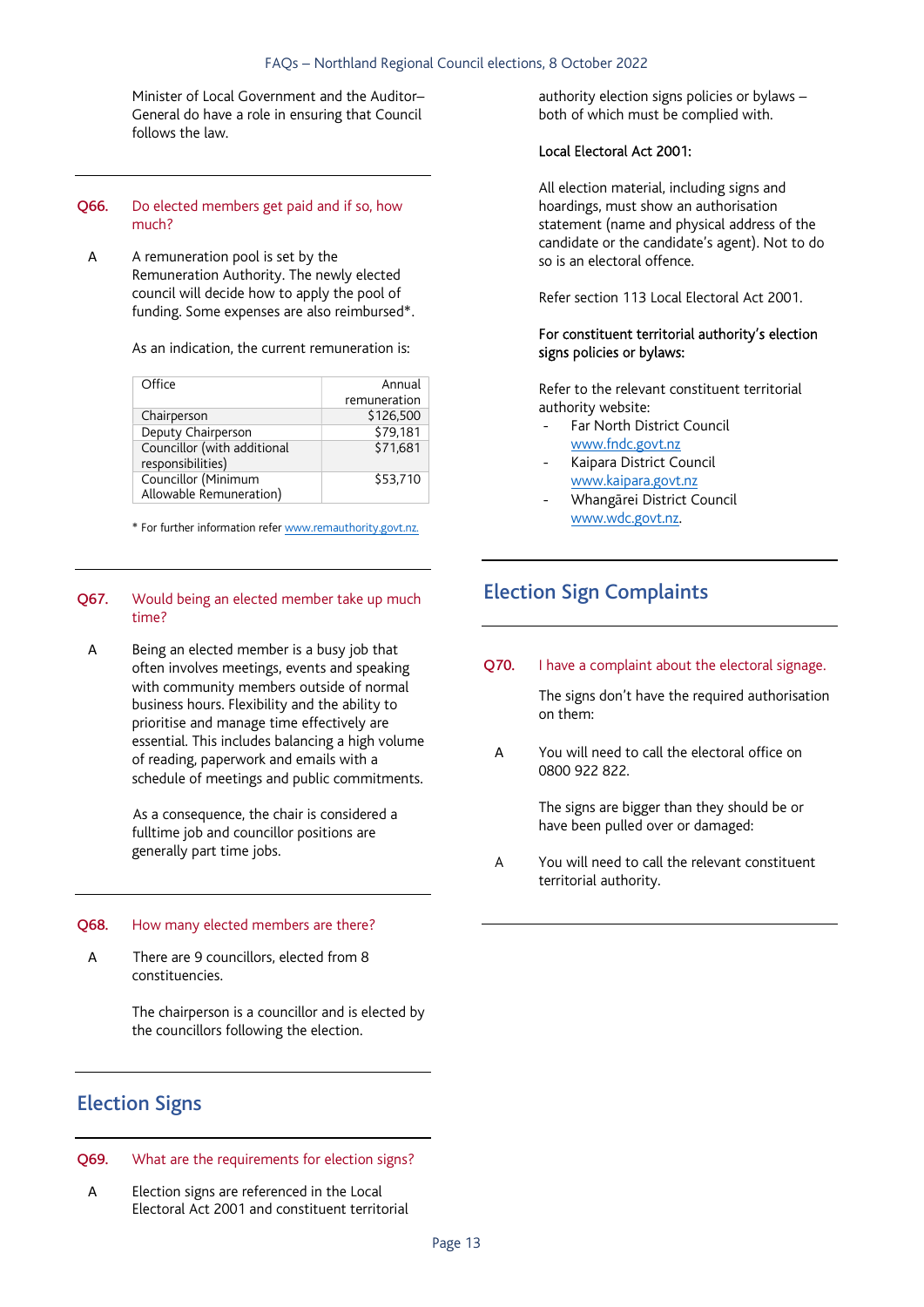Minister of Local Government and the Auditor–General do have a role in ensuring that Council follows the law.

---

**Q66.** Do elected members get paid and if so, how much?

A A remuneration pool is set by the Remuneration Authority. The newly elected council will decide how to apply the pool of funding. Some expenses are also reimbursed*.

As an indication, the current remuneration is:

| Office | Annual remuneration |
|---|---|
| Chairperson | $126,500 |
| Deputy Chairperson | $79,181 |
| Councillor (with additional responsibilities) | $71,681 |
| Councillor (Minimum Allowable Remuneration) | $53,710 |

* For further information refer www.remauthority.govt.nz.

---

**Q67.** Would being an elected member take up much time?

A Being an elected member is a busy job that often involves meetings, events and speaking with community members outside of normal business hours. Flexibility and the ability to prioritise and manage time effectively are essential. This includes balancing a high volume of reading, paperwork and emails with a schedule of meetings and public commitments.

As a consequence, the chair is considered a fulltime job and councillor positions are generally part time jobs.

---

**Q68.** How many elected members are there?

A There are 9 councillors, elected from 8 constituencies.

The chairperson is a councillor and is elected by the councillors following the election.

---

## Election Signs

**Q69.** What are the requirements for election signs?

A Election signs are referenced in the Local Electoral Act 2001 and constituent territorial authority election signs policies or bylaws – both of which must be complied with.

Local Electoral Act 2001:

All election material, including signs and hoardings, must show an authorisation statement (name and physical address of the candidate or the candidate's agent). Not to do so is an electoral offence.

Refer section 113 Local Electoral Act 2001.

For constituent territorial authority's election signs policies or bylaws:

Refer to the relevant constituent territorial authority website:

- Far North District Council www.fndc.govt.nz
- Kaipara District Council www.kaipara.govt.nz
- Whangārei District Council www.wdc.govt.nz.

---

## Election Sign Complaints

**Q70.** I have a complaint about the electoral signage.

The signs don't have the required authorisation on them:

A You will need to call the electoral office on 0800 922 822.

The signs are bigger than they should be or have been pulled over or damaged:

A You will need to call the relevant constituent territorial authority.